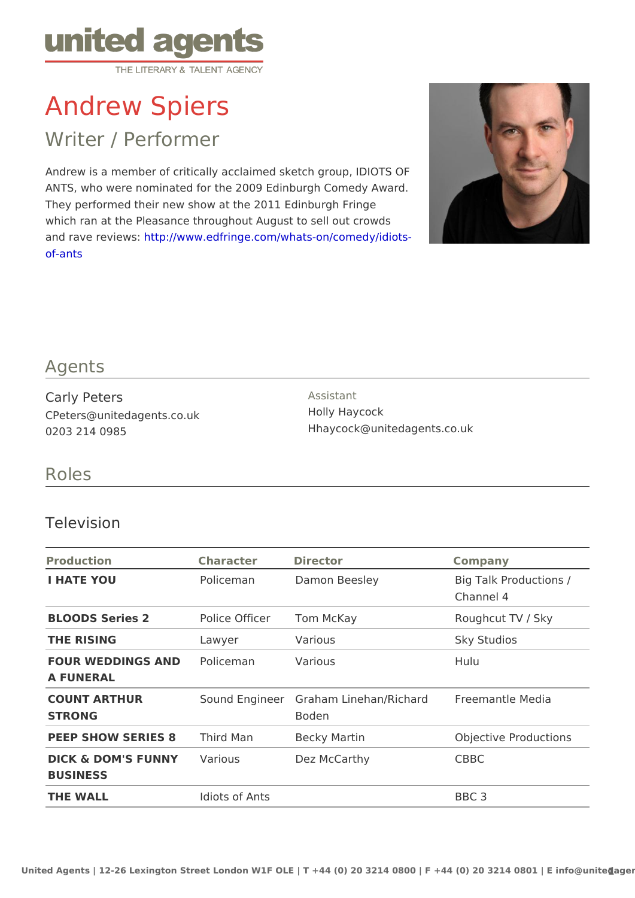# Andrew Spiers

## Writer / Performer

Andrew is a member of critically acclaimed sketch group, IDIOTS OF ANTS, who were nominated for the 2009 Edinburgh Comedy Award. They performed their new show at the 2011 Edinburgh Fringe which ran at the Pleasance throughout August to sell out crowds and rave reviews: http://www.edfringe.com/whats-on/comedy/idiots-of-ants

## Agents

Carly Peters
CPeters@unitedagents.co.uk
0203 214 0985

Assistant
Holly Haycock
Hhaycock@unitedagents.co.uk

## Roles

### Television

| Production | Character | Director | Company |
|---|---|---|---|
| **I HATE YOU** | Policeman | Damon Beesley | Big Talk Productions / Channel 4 |
| **BLOODS Series 2** | Police Officer | Tom McKay | Roughcut TV / Sky |
| **THE RISING** | Lawyer | Various | Sky Studios |
| **FOUR WEDDINGS AND A FUNERAL** | Policeman | Various | Hulu |
| **COUNT ARTHUR STRONG** | Sound Engineer | Graham Linehan/Richard Boden | Freemantle Media |
| **PEEP SHOW SERIES 8** | Third Man | Becky Martin | Objective Productions |
| **DICK & DOM'S FUNNY BUSINESS** | Various | Dez McCarthy | CBBC |
| **THE WALL** | Idiots of Ants | | BBC 3 |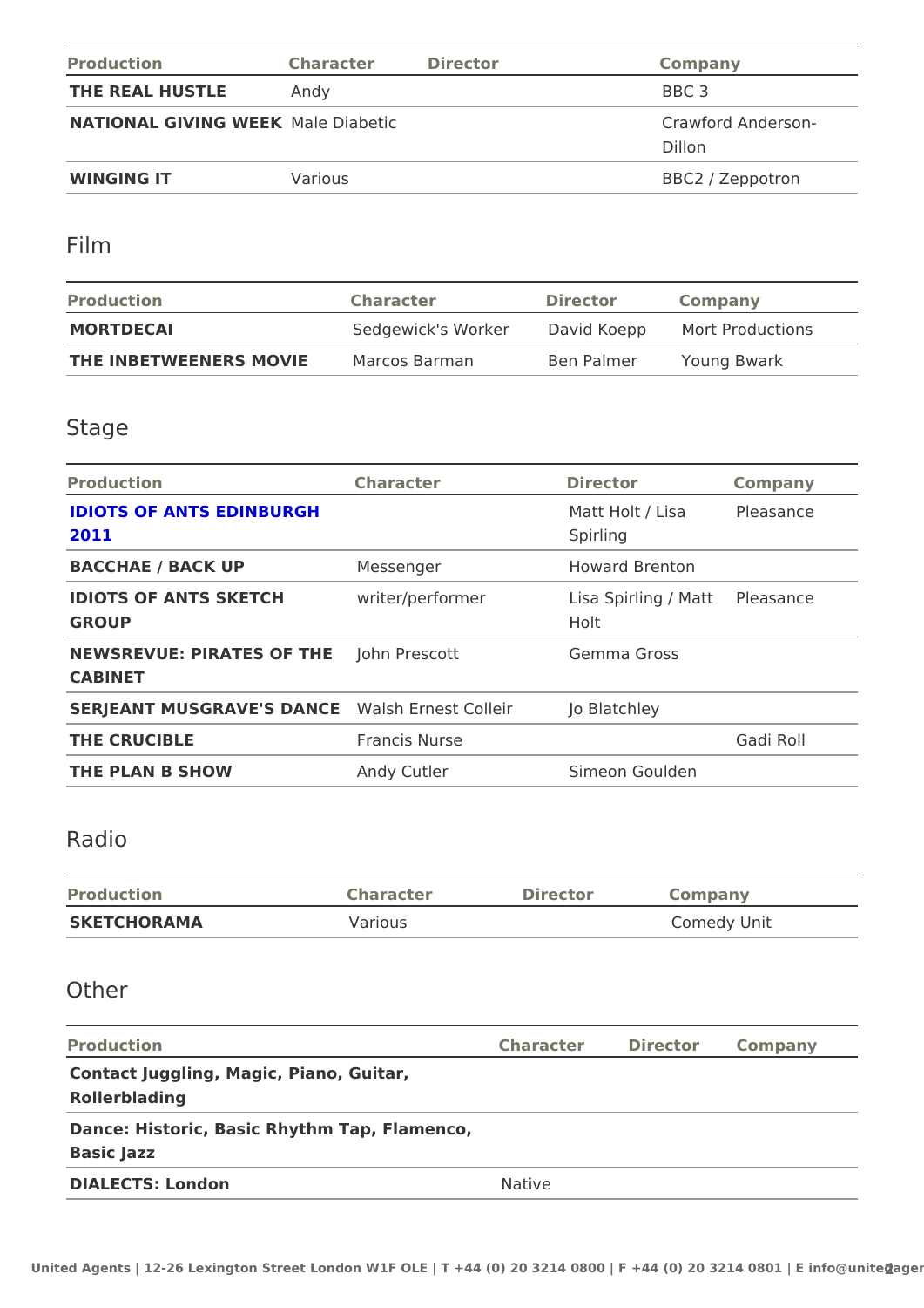| Production | Character | Director | Company |
|---|---|---|---|
| **THE REAL HUSTLE** | Andy | | BBC 3 |
| **NATIONAL GIVING WEEK** | Male Diabetic | | Crawford Anderson-Dillon |
| **WINGING IT** | Various | | BBC2 / Zeppotron |

## Film

| Production | Character | Director | Company |
|---|---|---|---|
| **MORTDECAI** | Sedgewick's Worker | David Koepp | Mort Productions |
| **THE INBETWEENERS MOVIE** | Marcos Barman | Ben Palmer | Young Bwark |

## Stage

| Production | Character | Director | Company |
|---|---|---|---|
| **IDIOTS OF ANTS EDINBURGH 2011** | | Matt Holt / Lisa Spirling | Pleasance |
| **BACCHAE / BACK UP** | Messenger | Howard Brenton | |
| **IDIOTS OF ANTS SKETCH GROUP** | writer/performer | Lisa Spirling / Matt Holt | Pleasance |
| **NEWSREVUE: PIRATES OF THE CABINET** | John Prescott | Gemma Gross | |
| **SERJEANT MUSGRAVE'S DANCE** | Walsh Ernest Colleir | Jo Blatchley | |
| **THE CRUCIBLE** | Francis Nurse | | Gadi Roll |
| **THE PLAN B SHOW** | Andy Cutler | Simeon Goulden | |

## Radio

| Production | Character | Director | Company |
|---|---|---|---|
| **SKETCHORAMA** | Various | | Comedy Unit |

## Other

| Production | Character | Director | Company |
|---|---|---|---|
| **Contact Juggling, Magic, Piano, Guitar, Rollerblading** | | | |
| **Dance: Historic, Basic Rhythm Tap, Flamenco, Basic Jazz** | | | |
| **DIALECTS: London** | Native | | |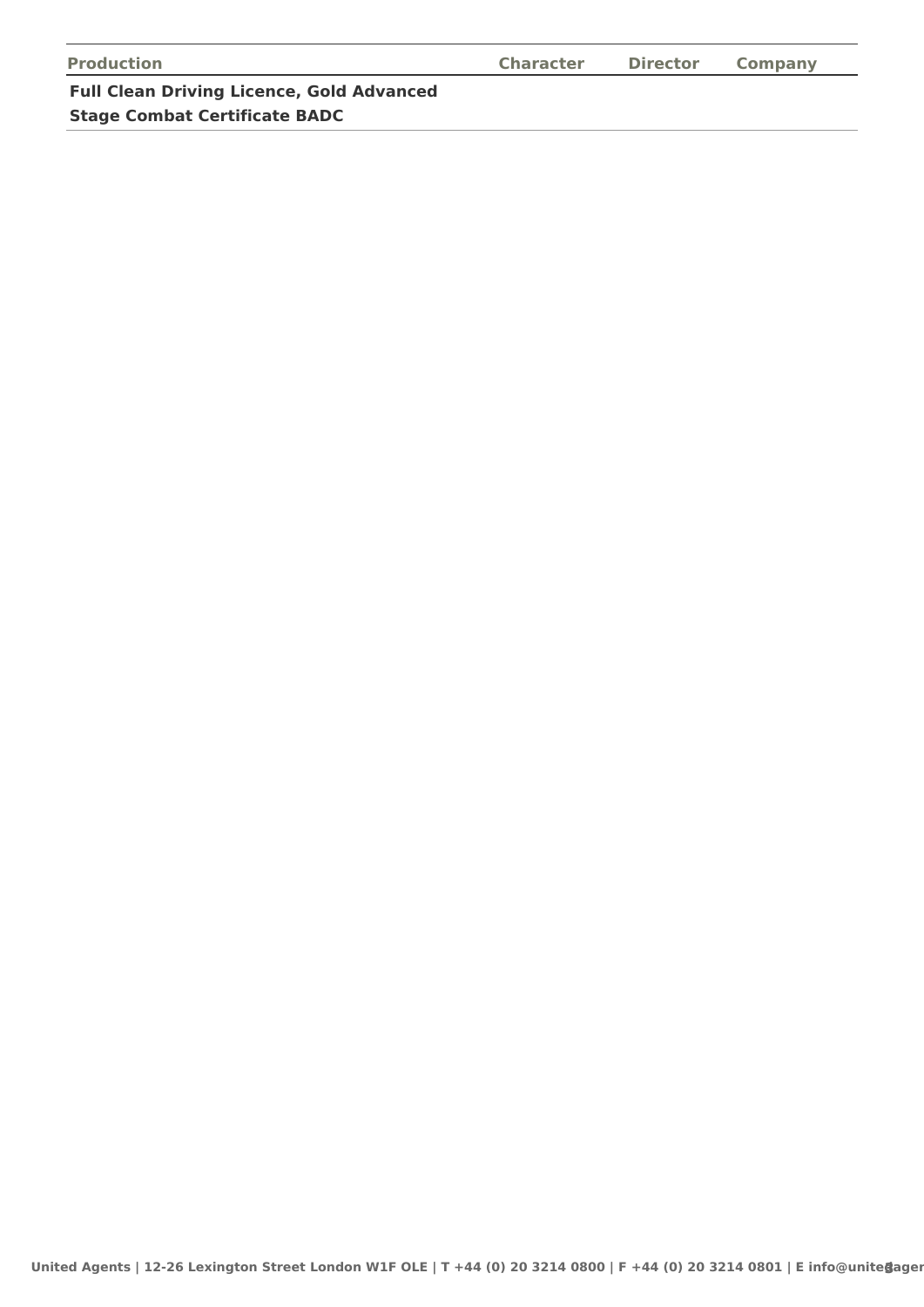| Production | Character | Director | Company |
| --- | --- | --- | --- |
| **Full Clean Driving Licence, Gold Advanced Stage Combat Certificate BADC** | | | |